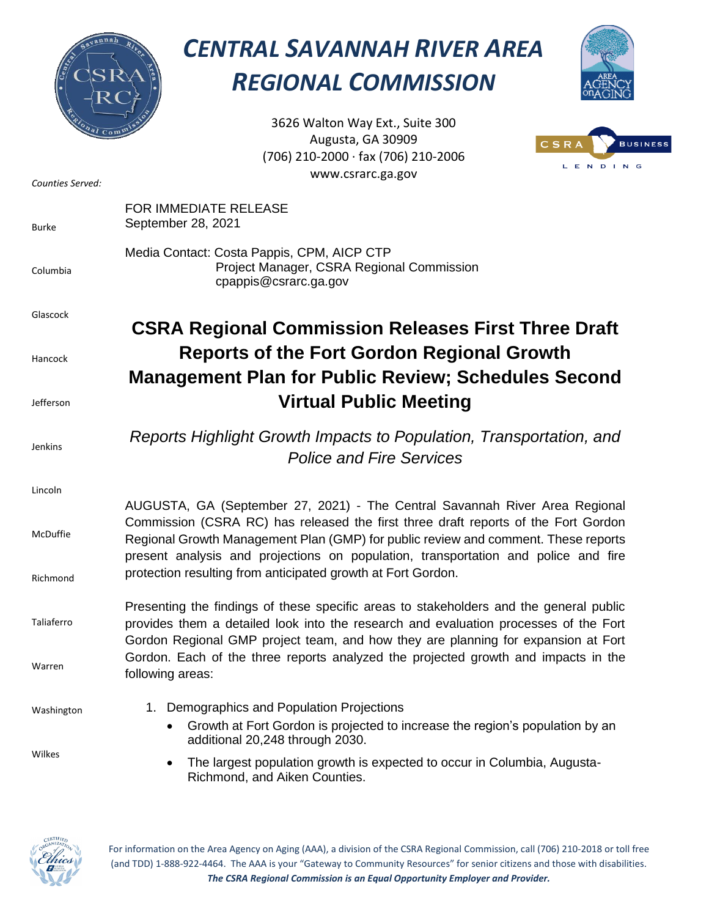# CENTRAL SAVANNAH RIVER AREA REGIONAL COMMISSION

3626 Walton Way Ext., Suite 300
Augusta, GA 30909
(706) 210-2000 · fax (706) 210-2006
www.csrarc.ga.gov

*Counties Served:*

Burke
Columbia
Glascock
Hancock
Jefferson
Jenkins
Lincoln
McDuffie
Richmond
Taliaferro
Warren
Washington
Wilkes

FOR IMMEDIATE RELEASE
September 28, 2021

Media Contact: Costa Pappis, CPM, AICP CTP
Project Manager, CSRA Regional Commission
cpappis@csrarc.ga.gov

## CSRA Regional Commission Releases First Three Draft Reports of the Fort Gordon Regional Growth Management Plan for Public Review; Schedules Second Virtual Public Meeting

*Reports Highlight Growth Impacts to Population, Transportation, and Police and Fire Services*

AUGUSTA, GA (September 27, 2021) - The Central Savannah River Area Regional Commission (CSRA RC) has released the first three draft reports of the Fort Gordon Regional Growth Management Plan (GMP) for public review and comment. These reports present analysis and projections on population, transportation and police and fire protection resulting from anticipated growth at Fort Gordon.

Presenting the findings of these specific areas to stakeholders and the general public provides them a detailed look into the research and evaluation processes of the Fort Gordon Regional GMP project team, and how they are planning for expansion at Fort Gordon. Each of the three reports analyzed the projected growth and impacts in the following areas:

1. Demographics and Population Projections
   - Growth at Fort Gordon is projected to increase the region's population by an additional 20,248 through 2030.
   - The largest population growth is expected to occur in Columbia, Augusta-Richmond, and Aiken Counties.

For information on the Area Agency on Aging (AAA), a division of the CSRA Regional Commission, call (706) 210-2018 or toll free (and TDD) 1-888-922-4464. The AAA is your "Gateway to Community Resources" for senior citizens and those with disabilities.
***The CSRA Regional Commission is an Equal Opportunity Employer and Provider.***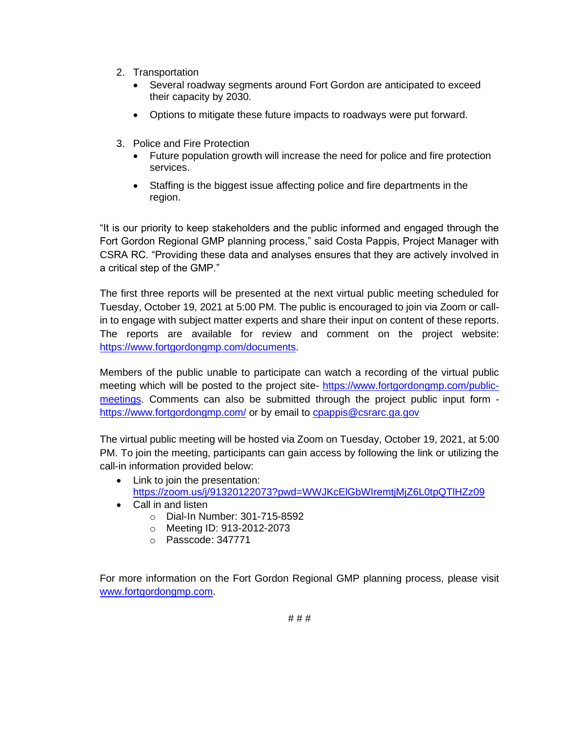2. Transportation
   - Several roadway segments around Fort Gordon are anticipated to exceed their capacity by 2030.
   - Options to mitigate these future impacts to roadways were put forward.

3. Police and Fire Protection
   - Future population growth will increase the need for police and fire protection services.
   - Staffing is the biggest issue affecting police and fire departments in the region.

"It is our priority to keep stakeholders and the public informed and engaged through the Fort Gordon Regional GMP planning process," said Costa Pappis, Project Manager with CSRA RC. "Providing these data and analyses ensures that they are actively involved in a critical step of the GMP."

The first three reports will be presented at the next virtual public meeting scheduled for Tuesday, October 19, 2021 at 5:00 PM. The public is encouraged to join via Zoom or call-in to engage with subject matter experts and share their input on content of these reports. The reports are available for review and comment on the project website: [https://www.fortgordongmp.com/documents](https://www.fortgordongmp.com/documents).

Members of the public unable to participate can watch a recording of the virtual public meeting which will be posted to the project site- [https://www.fortgordongmp.com/public-meetings](https://www.fortgordongmp.com/public-meetings). Comments can also be submitted through the project public input form - [https://www.fortgordongmp.com/](https://www.fortgordongmp.com/) or by email to [cpappis@csrarc.ga.gov](mailto:cpappis@csrarc.ga.gov)

The virtual public meeting will be hosted via Zoom on Tuesday, October 19, 2021, at 5:00 PM. To join the meeting, participants can gain access by following the link or utilizing the call-in information provided below:

- Link to join the presentation: [https://zoom.us/j/91320122073?pwd=WWJKcElGbWIremtjMjZ6L0tpQTlHZz09](https://zoom.us/j/91320122073?pwd=WWJKcElGbWIremtjMjZ6L0tpQTlHZz09)
- Call in and listen
  - Dial-In Number: 301-715-8592
  - Meeting ID: 913-2012-2073
  - Passcode: 347771

For more information on the Fort Gordon Regional GMP planning process, please visit [www.fortgordongmp.com](http://www.fortgordongmp.com).

# # #